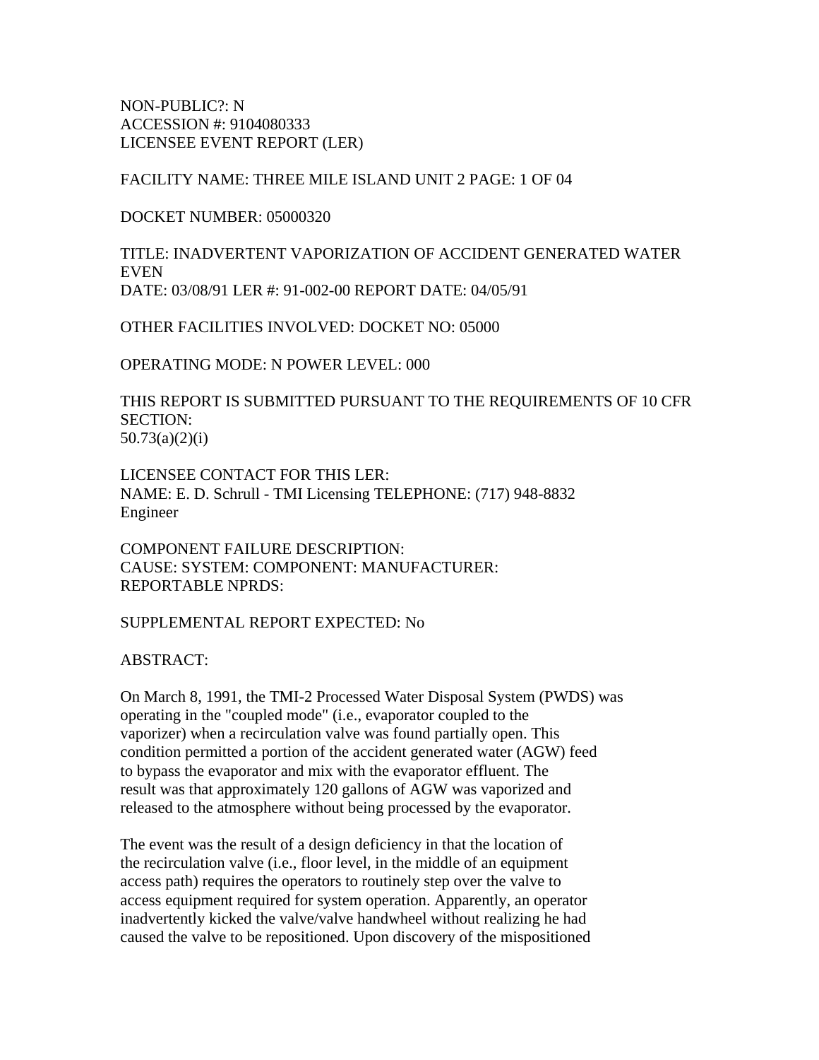NON-PUBLIC?: N
ACCESSION #: 9104080333
LICENSEE EVENT REPORT (LER)

FACILITY NAME: THREE MILE ISLAND UNIT 2 PAGE: 1 OF 04

DOCKET NUMBER: 05000320

TITLE: INADVERTENT VAPORIZATION OF ACCIDENT GENERATED WATER
EVEN
DATE: 03/08/91 LER #: 91-002-00 REPORT DATE: 04/05/91

OTHER FACILITIES INVOLVED: DOCKET NO: 05000

OPERATING MODE: N POWER LEVEL: 000

THIS REPORT IS SUBMITTED PURSUANT TO THE REQUIREMENTS OF 10 CFR SECTION:
50.73(a)(2)(i)

LICENSEE CONTACT FOR THIS LER:
NAME: E. D. Schrull - TMI Licensing TELEPHONE: (717) 948-8832
Engineer

COMPONENT FAILURE DESCRIPTION:
CAUSE: SYSTEM: COMPONENT: MANUFACTURER:
REPORTABLE NPRDS:

SUPPLEMENTAL REPORT EXPECTED: No

ABSTRACT:

On March 8, 1991, the TMI-2 Processed Water Disposal System (PWDS) was operating in the "coupled mode" (i.e., evaporator coupled to the vaporizer) when a recirculation valve was found partially open. This condition permitted a portion of the accident generated water (AGW) feed to bypass the evaporator and mix with the evaporator effluent. The result was that approximately 120 gallons of AGW was vaporized and released to the atmosphere without being processed by the evaporator.

The event was the result of a design deficiency in that the location of the recirculation valve (i.e., floor level, in the middle of an equipment access path) requires the operators to routinely step over the valve to access equipment required for system operation. Apparently, an operator inadvertently kicked the valve/valve handwheel without realizing he had caused the valve to be repositioned. Upon discovery of the mispositioned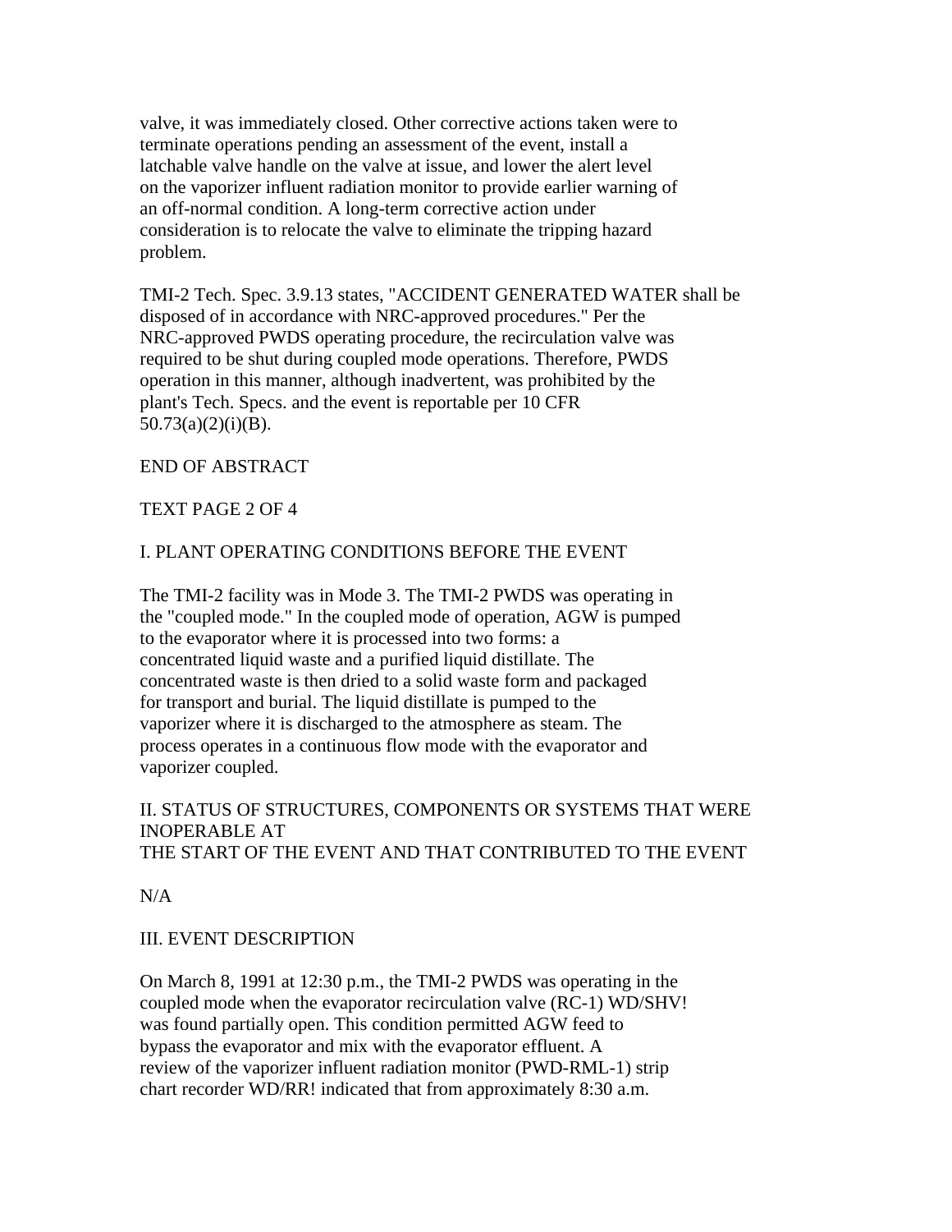valve, it was immediately closed. Other corrective actions taken were to terminate operations pending an assessment of the event, install a latchable valve handle on the valve at issue, and lower the alert level on the vaporizer influent radiation monitor to provide earlier warning of an off-normal condition. A long-term corrective action under consideration is to relocate the valve to eliminate the tripping hazard problem.

TMI-2 Tech. Spec. 3.9.13 states, "ACCIDENT GENERATED WATER shall be disposed of in accordance with NRC-approved procedures." Per the NRC-approved PWDS operating procedure, the recirculation valve was required to be shut during coupled mode operations. Therefore, PWDS operation in this manner, although inadvertent, was prohibited by the plant's Tech. Specs. and the event is reportable per 10 CFR 50.73(a)(2)(i)(B).

END OF ABSTRACT

TEXT PAGE 2 OF 4

I. PLANT OPERATING CONDITIONS BEFORE THE EVENT

The TMI-2 facility was in Mode 3. The TMI-2 PWDS was operating in the "coupled mode." In the coupled mode of operation, AGW is pumped to the evaporator where it is processed into two forms: a concentrated liquid waste and a purified liquid distillate. The concentrated waste is then dried to a solid waste form and packaged for transport and burial. The liquid distillate is pumped to the vaporizer where it is discharged to the atmosphere as steam. The process operates in a continuous flow mode with the evaporator and vaporizer coupled.

II. STATUS OF STRUCTURES, COMPONENTS OR SYSTEMS THAT WERE INOPERABLE AT
THE START OF THE EVENT AND THAT CONTRIBUTED TO THE EVENT

N/A

III. EVENT DESCRIPTION

On March 8, 1991 at 12:30 p.m., the TMI-2 PWDS was operating in the coupled mode when the evaporator recirculation valve (RC-1) WD/SHV! was found partially open. This condition permitted AGW feed to bypass the evaporator and mix with the evaporator effluent. A review of the vaporizer influent radiation monitor (PWD-RML-1) strip chart recorder WD/RR! indicated that from approximately 8:30 a.m.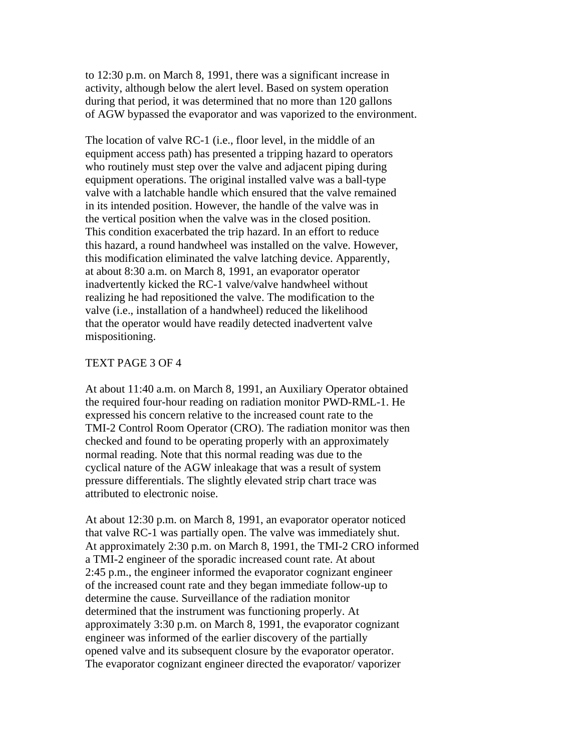to 12:30 p.m. on March 8, 1991, there was a significant increase in activity, although below the alert level. Based on system operation during that period, it was determined that no more than 120 gallons of AGW bypassed the evaporator and was vaporized to the environment.

The location of valve RC-1 (i.e., floor level, in the middle of an equipment access path) has presented a tripping hazard to operators who routinely must step over the valve and adjacent piping during equipment operations. The original installed valve was a ball-type valve with a latchable handle which ensured that the valve remained in its intended position. However, the handle of the valve was in the vertical position when the valve was in the closed position. This condition exacerbated the trip hazard. In an effort to reduce this hazard, a round handwheel was installed on the valve. However, this modification eliminated the valve latching device. Apparently, at about 8:30 a.m. on March 8, 1991, an evaporator operator inadvertently kicked the RC-1 valve/valve handwheel without realizing he had repositioned the valve. The modification to the valve (i.e., installation of a handwheel) reduced the likelihood that the operator would have readily detected inadvertent valve mispositioning.

TEXT PAGE 3 OF 4

At about 11:40 a.m. on March 8, 1991, an Auxiliary Operator obtained the required four-hour reading on radiation monitor PWD-RML-1. He expressed his concern relative to the increased count rate to the TMI-2 Control Room Operator (CRO). The radiation monitor was then checked and found to be operating properly with an approximately normal reading. Note that this normal reading was due to the cyclical nature of the AGW inleakage that was a result of system pressure differentials. The slightly elevated strip chart trace was attributed to electronic noise.

At about 12:30 p.m. on March 8, 1991, an evaporator operator noticed that valve RC-1 was partially open. The valve was immediately shut. At approximately 2:30 p.m. on March 8, 1991, the TMI-2 CRO informed a TMI-2 engineer of the sporadic increased count rate. At about 2:45 p.m., the engineer informed the evaporator cognizant engineer of the increased count rate and they began immediate follow-up to determine the cause. Surveillance of the radiation monitor determined that the instrument was functioning properly. At approximately 3:30 p.m. on March 8, 1991, the evaporator cognizant engineer was informed of the earlier discovery of the partially opened valve and its subsequent closure by the evaporator operator. The evaporator cognizant engineer directed the evaporator/ vaporizer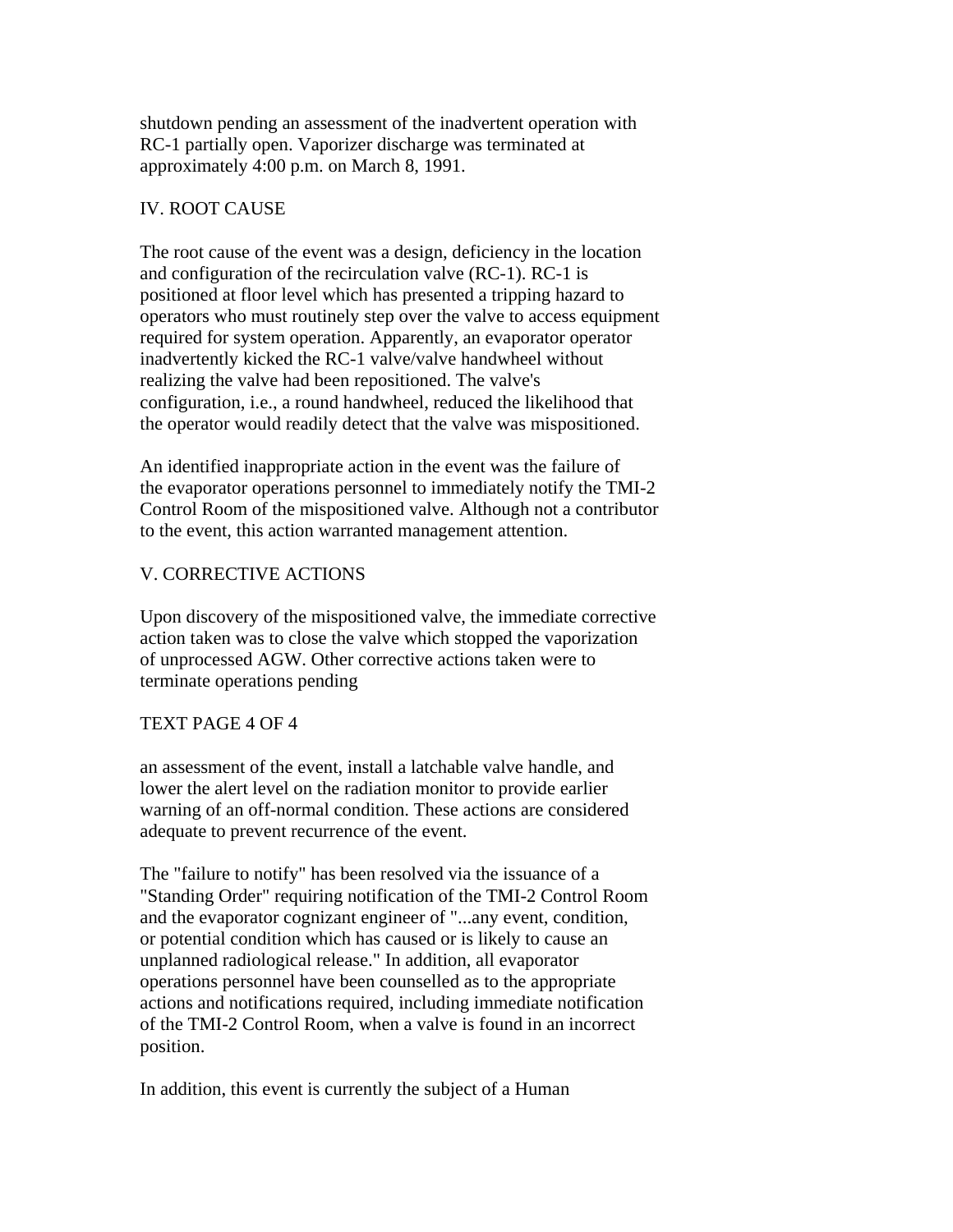shutdown pending an assessment of the inadvertent operation with RC-1 partially open. Vaporizer discharge was terminated at approximately 4:00 p.m. on March 8, 1991.

IV. ROOT CAUSE

The root cause of the event was a design, deficiency in the location and configuration of the recirculation valve (RC-1). RC-1 is positioned at floor level which has presented a tripping hazard to operators who must routinely step over the valve to access equipment required for system operation. Apparently, an evaporator operator inadvertently kicked the RC-1 valve/valve handwheel without realizing the valve had been repositioned. The valve's configuration, i.e., a round handwheel, reduced the likelihood that the operator would readily detect that the valve was mispositioned.

An identified inappropriate action in the event was the failure of the evaporator operations personnel to immediately notify the TMI-2 Control Room of the mispositioned valve. Although not a contributor to the event, this action warranted management attention.

V. CORRECTIVE ACTIONS

Upon discovery of the mispositioned valve, the immediate corrective action taken was to close the valve which stopped the vaporization of unprocessed AGW. Other corrective actions taken were to terminate operations pending

TEXT PAGE 4 OF 4

an assessment of the event, install a latchable valve handle, and lower the alert level on the radiation monitor to provide earlier warning of an off-normal condition. These actions are considered adequate to prevent recurrence of the event.

The "failure to notify" has been resolved via the issuance of a "Standing Order" requiring notification of the TMI-2 Control Room and the evaporator cognizant engineer of "...any event, condition, or potential condition which has caused or is likely to cause an unplanned radiological release." In addition, all evaporator operations personnel have been counselled as to the appropriate actions and notifications required, including immediate notification of the TMI-2 Control Room, when a valve is found in an incorrect position.

In addition, this event is currently the subject of a Human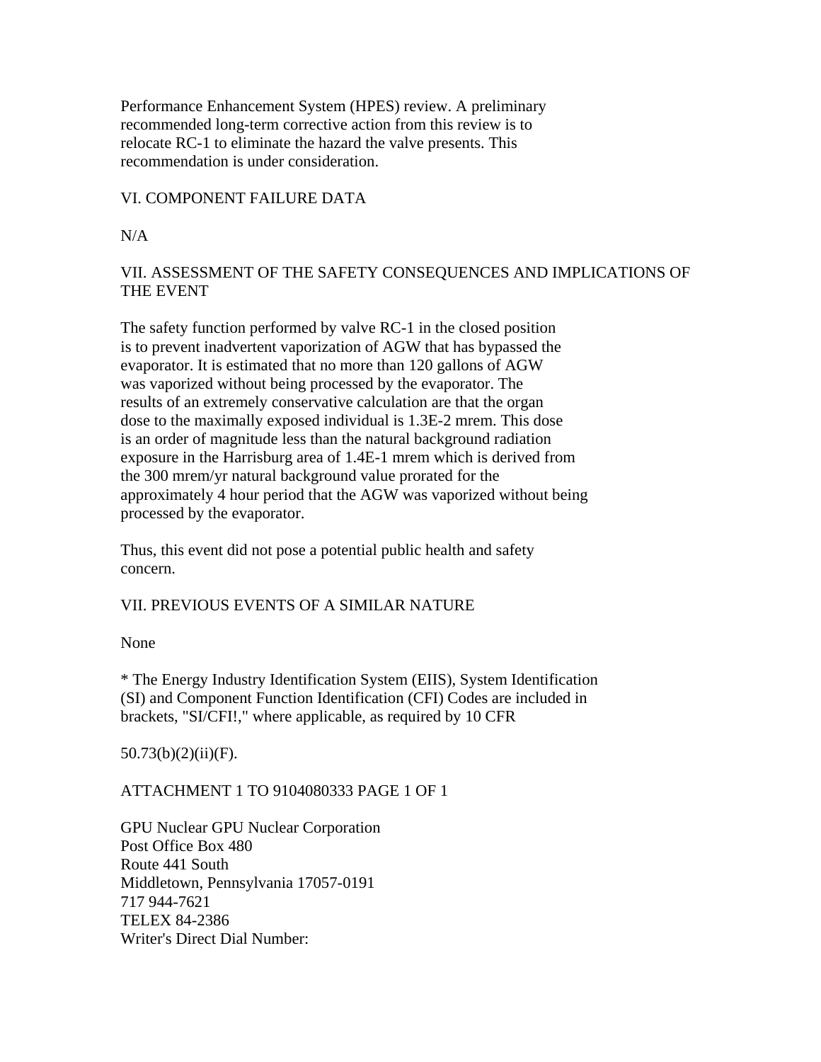Performance Enhancement System (HPES) review. A preliminary recommended long-term corrective action from this review is to relocate RC-1 to eliminate the hazard the valve presents. This recommendation is under consideration.

## VI. COMPONENT FAILURE DATA

N/A

## VII. ASSESSMENT OF THE SAFETY CONSEQUENCES AND IMPLICATIONS OF THE EVENT

The safety function performed by valve RC-1 in the closed position is to prevent inadvertent vaporization of AGW that has bypassed the evaporator. It is estimated that no more than 120 gallons of AGW was vaporized without being processed by the evaporator. The results of an extremely conservative calculation are that the organ dose to the maximally exposed individual is 1.3E-2 mrem. This dose is an order of magnitude less than the natural background radiation exposure in the Harrisburg area of 1.4E-1 mrem which is derived from the 300 mrem/yr natural background value prorated for the approximately 4 hour period that the AGW was vaporized without being processed by the evaporator.

Thus, this event did not pose a potential public health and safety concern.

## VII. PREVIOUS EVENTS OF A SIMILAR NATURE

None

* The Energy Industry Identification System (EIIS), System Identification (SI) and Component Function Identification (CFI) Codes are included in brackets, "SI/CFI!," where applicable, as required by 10 CFR

50.73(b)(2)(ii)(F).

ATTACHMENT 1 TO 9104080333 PAGE 1 OF 1

GPU Nuclear GPU Nuclear Corporation
Post Office Box 480
Route 441 South
Middletown, Pennsylvania 17057-0191
717 944-7621
TELEX 84-2386
Writer's Direct Dial Number: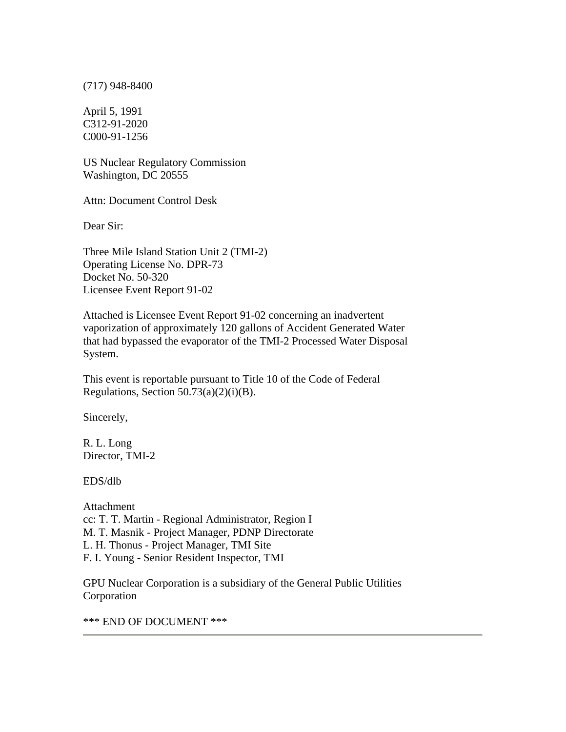(717) 948-8400

April 5, 1991
C312-91-2020
C000-91-1256

US Nuclear Regulatory Commission
Washington, DC 20555

Attn: Document Control Desk

Dear Sir:

Three Mile Island Station Unit 2 (TMI-2)
Operating License No. DPR-73
Docket No. 50-320
Licensee Event Report 91-02

Attached is Licensee Event Report 91-02 concerning an inadvertent vaporization of approximately 120 gallons of Accident Generated Water that had bypassed the evaporator of the TMI-2 Processed Water Disposal System.

This event is reportable pursuant to Title 10 of the Code of Federal Regulations, Section 50.73(a)(2)(i)(B).

Sincerely,

R. L. Long
Director, TMI-2

EDS/dlb

Attachment
cc: T. T. Martin - Regional Administrator, Region I
M. T. Masnik - Project Manager, PDNP Directorate
L. H. Thonus - Project Manager, TMI Site
F. I. Young - Senior Resident Inspector, TMI

GPU Nuclear Corporation is a subsidiary of the General Public Utilities Corporation

*** END OF DOCUMENT ***